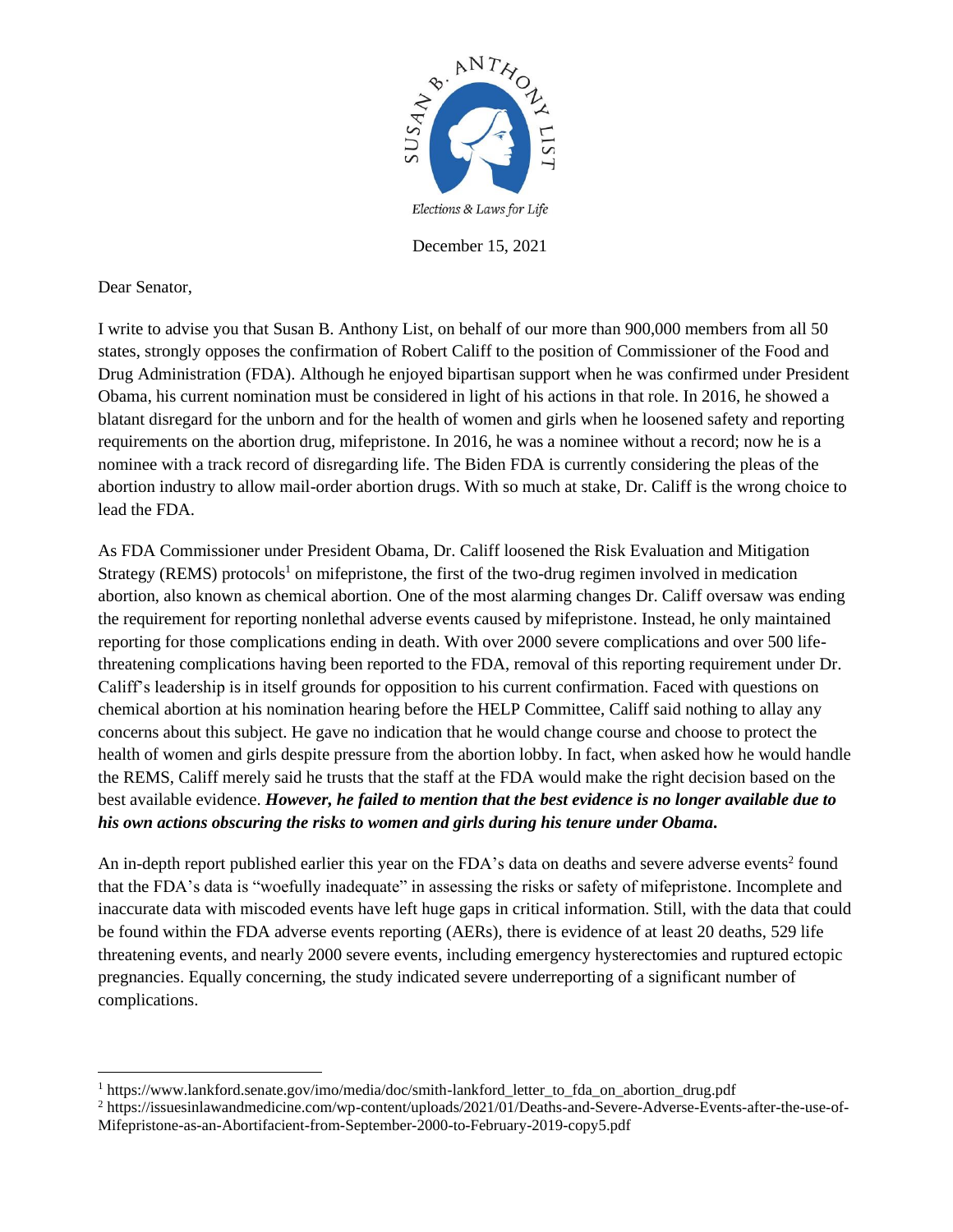SUSAN B. ANTHONY LIST

*Elections & Laws for Life*

December 15, 2021

Dear Senator,

I write to advise you that Susan B. Anthony List, on behalf of our more than 900,000 members from all 50 states, strongly opposes the confirmation of Robert Califf to the position of Commissioner of the Food and Drug Administration (FDA). Although he enjoyed bipartisan support when he was confirmed under President Obama, his current nomination must be considered in light of his actions in that role. In 2016, he showed a blatant disregard for the unborn and for the health of women and girls when he loosened safety and reporting requirements on the abortion drug, mifepristone. In 2016, he was a nominee without a record; now he is a nominee with a track record of disregarding life. The Biden FDA is currently considering the pleas of the abortion industry to allow mail-order abortion drugs. With so much at stake, Dr. Califf is the wrong choice to lead the FDA.

As FDA Commissioner under President Obama, Dr. Califf loosened the Risk Evaluation and Mitigation Strategy (REMS) protocols[1] on mifepristone, the first of the two-drug regimen involved in medication abortion, also known as chemical abortion. One of the most alarming changes Dr. Califf oversaw was ending the requirement for reporting nonlethal adverse events caused by mifepristone. Instead, he only maintained reporting for those complications ending in death. With over 2000 severe complications and over 500 life-threatening complications having been reported to the FDA, removal of this reporting requirement under Dr. Califf's leadership is in itself grounds for opposition to his current confirmation. Faced with questions on chemical abortion at his nomination hearing before the HELP Committee, Califf said nothing to allay any concerns about this subject. He gave no indication that he would change course and choose to protect the health of women and girls despite pressure from the abortion lobby. In fact, when asked how he would handle the REMS, Califf merely said he trusts that the staff at the FDA would make the right decision based on the best available evidence. ***However, he failed to mention that the best evidence is no longer available due to his own actions obscuring the risks to women and girls during his tenure under Obama.***

An in-depth report published earlier this year on the FDA's data on deaths and severe adverse events[2] found that the FDA's data is "woefully inadequate" in assessing the risks or safety of mifepristone. Incomplete and inaccurate data with miscoded events have left huge gaps in critical information. Still, with the data that could be found within the FDA adverse events reporting (AERs), there is evidence of at least 20 deaths, 529 life threatening events, and nearly 2000 severe events, including emergency hysterectomies and ruptured ectopic pregnancies. Equally concerning, the study indicated severe underreporting of a significant number of complications.

---

[1] https://www.lankford.senate.gov/imo/media/doc/smith-lankford_letter_to_fda_on_abortion_drug.pdf

[2] https://issuesinlawandmedicine.com/wp-content/uploads/2021/01/Deaths-and-Severe-Adverse-Events-after-the-use-of-Mifepristone-as-an-Abortifacient-from-September-2000-to-February-2019-copy5.pdf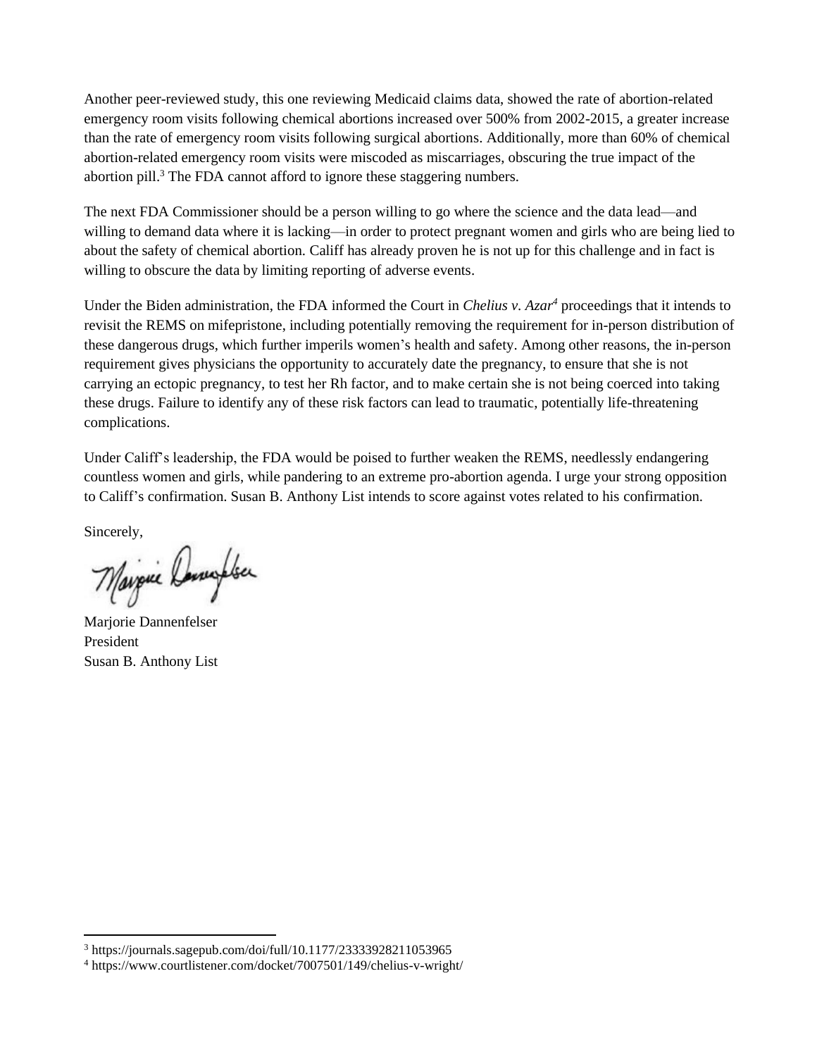Another peer-reviewed study, this one reviewing Medicaid claims data, showed the rate of abortion-related emergency room visits following chemical abortions increased over 500% from 2002-2015, a greater increase than the rate of emergency room visits following surgical abortions. Additionally, more than 60% of chemical abortion-related emergency room visits were miscoded as miscarriages, obscuring the true impact of the abortion pill.[3] The FDA cannot afford to ignore these staggering numbers.

The next FDA Commissioner should be a person willing to go where the science and the data lead—and willing to demand data where it is lacking—in order to protect pregnant women and girls who are being lied to about the safety of chemical abortion. Califf has already proven he is not up for this challenge and in fact is willing to obscure the data by limiting reporting of adverse events.

Under the Biden administration, the FDA informed the Court in *Chelius v. Azar*[4] proceedings that it intends to revisit the REMS on mifepristone, including potentially removing the requirement for in-person distribution of these dangerous drugs, which further imperils women's health and safety. Among other reasons, the in-person requirement gives physicians the opportunity to accurately date the pregnancy, to ensure that she is not carrying an ectopic pregnancy, to test her Rh factor, and to make certain she is not being coerced into taking these drugs. Failure to identify any of these risk factors can lead to traumatic, potentially life-threatening complications.

Under Califf's leadership, the FDA would be poised to further weaken the REMS, needlessly endangering countless women and girls, while pandering to an extreme pro-abortion agenda. I urge your strong opposition to Califf's confirmation. Susan B. Anthony List intends to score against votes related to his confirmation.

Sincerely,

Marjorie Dannenfelser
President
Susan B. Anthony List

---

[3] https://journals.sagepub.com/doi/full/10.1177/23333928211053965

[4] https://www.courtlistener.com/docket/7007501/149/chelius-v-wright/